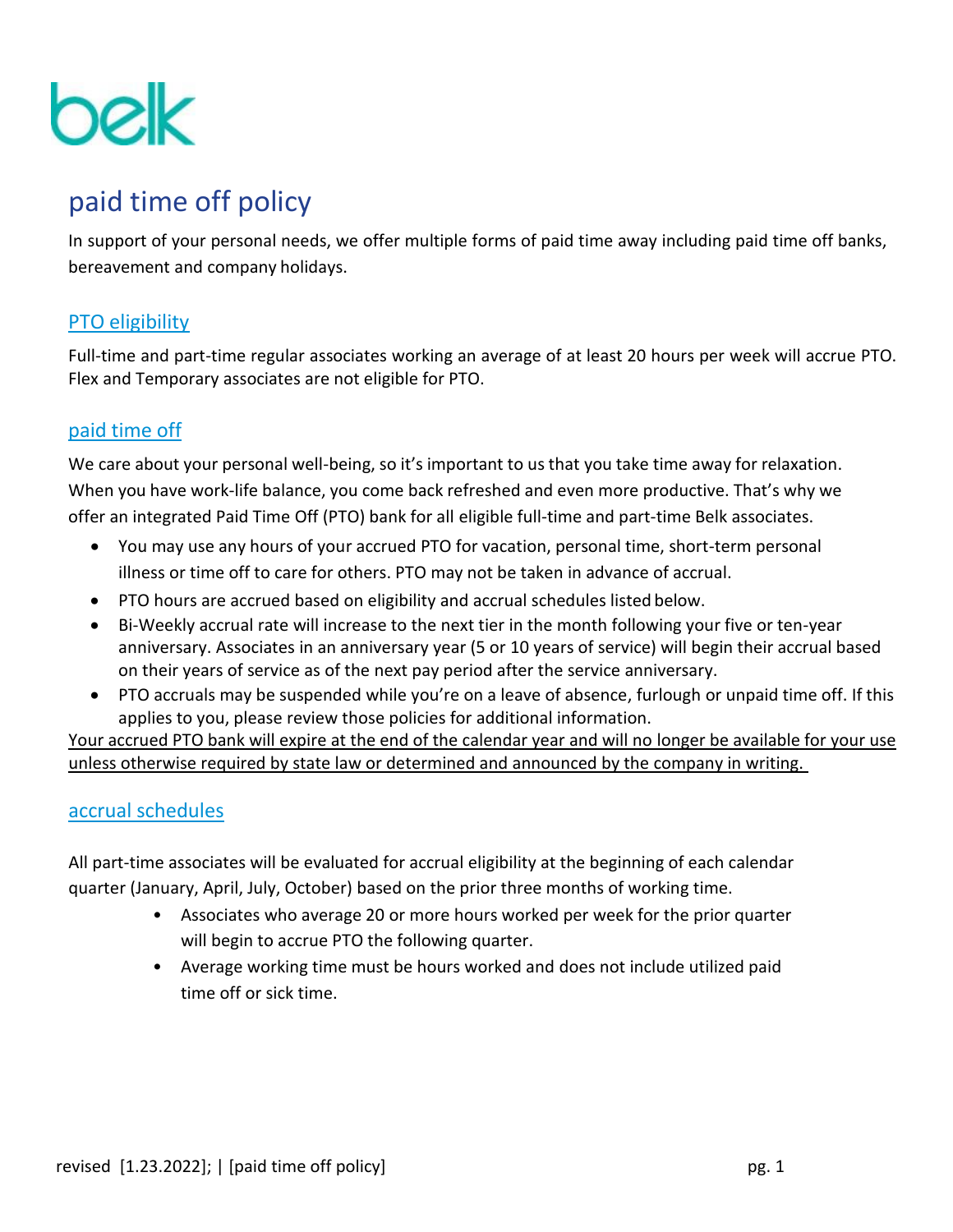belk

# paid time off policy

In support of your personal needs, we offer multiple forms of paid time away including paid time off banks, bereavement and company holidays.

## PTO eligibility

Full-time and part-time regular associates working an average of at least 20 hours per week will accrue PTO. Flex and Temporary associates are not eligible for PTO.

## paid time off

We care about your personal well-being, so it's important to us that you take time away for relaxation. When you have work-life balance, you come back refreshed and even more productive. That's why we offer an integrated Paid Time Off (PTO) bank for all eligible full-time and part-time Belk associates.

- You may use any hours of your accrued PTO for vacation, personal time, short-term personal illness or time off to care for others. PTO may not be taken in advance of accrual.
- PTO hours are accrued based on eligibility and accrual schedules listed below.
- Bi-Weekly accrual rate will increase to the next tier in the month following your five or ten-year anniversary. Associates in an anniversary year (5 or 10 years of service) will begin their accrual based on their years of service as of the next pay period after the service anniversary.
- PTO accruals may be suspended while you're on a leave of absence, furlough or unpaid time off. If this applies to you, please review those policies for additional information.

<u>Your accrued PTO bank will expire at the end of the calendar year and will no longer be available for your use unless otherwise required by state law or determined and announced by the company in writing.</u>

## accrual schedules

All part-time associates will be evaluated for accrual eligibility at the beginning of each calendar quarter (January, April, July, October) based on the prior three months of working time.

- Associates who average 20 or more hours worked per week for the prior quarter will begin to accrue PTO the following quarter.
- Average working time must be hours worked and does not include utilized paid time off or sick time.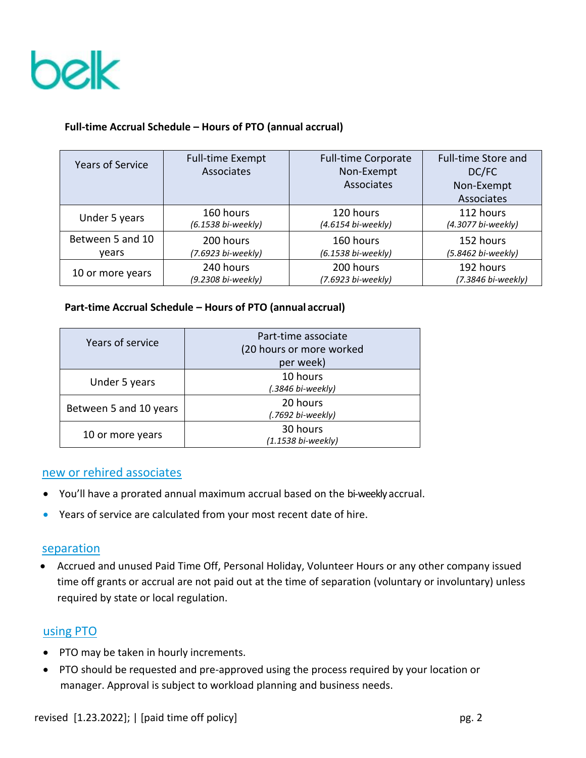**Full-time Accrual Schedule – Hours of PTO (annual accrual)**

| Years of Service | Full-time Exempt Associates | Full-time Corporate Non-Exempt Associates | Full-time Store and DC/FC Non-Exempt Associates |
|---|---|---|---|
| Under 5 years | 160 hours *(6.1538 bi-weekly)* | 120 hours *(4.6154 bi-weekly)* | 112 hours *(4.3077 bi-weekly)* |
| Between 5 and 10 years | 200 hours *(7.6923 bi-weekly)* | 160 hours *(6.1538 bi-weekly)* | 152 hours *(5.8462 bi-weekly)* |
| 10 or more years | 240 hours *(9.2308 bi-weekly)* | 200 hours *(7.6923 bi-weekly)* | 192 hours *(7.3846 bi-weekly)* |

**Part-time Accrual Schedule – Hours of PTO (annual accrual)**

| Years of service | Part-time associate (20 hours or more worked per week) |
|---|---|
| Under 5 years | 10 hours *(.3846 bi-weekly)* |
| Between 5 and 10 years | 20 hours *(.7692 bi-weekly)* |
| 10 or more years | 30 hours *(1.1538 bi-weekly)* |

## new or rehired associates

- You'll have a prorated annual maximum accrual based on the bi-weekly accrual.
- Years of service are calculated from your most recent date of hire.

## separation

- Accrued and unused Paid Time Off, Personal Holiday, Volunteer Hours or any other company issued time off grants or accrual are not paid out at the time of separation (voluntary or involuntary) unless required by state or local regulation.

## using PTO

- PTO may be taken in hourly increments.
- PTO should be requested and pre-approved using the process required by your location or manager. Approval is subject to workload planning and business needs.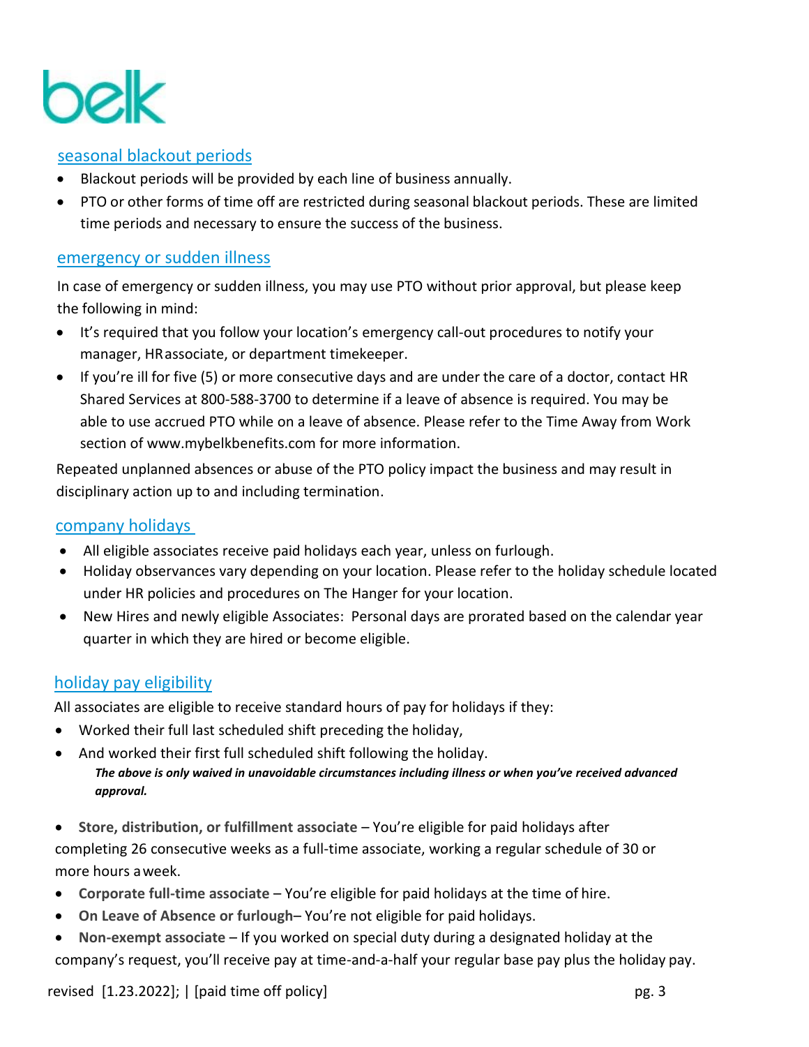## seasonal blackout periods

- Blackout periods will be provided by each line of business annually.
- PTO or other forms of time off are restricted during seasonal blackout periods. These are limited time periods and necessary to ensure the success of the business.

## emergency or sudden illness

In case of emergency or sudden illness, you may use PTO without prior approval, but please keep the following in mind:

- It's required that you follow your location's emergency call-out procedures to notify your manager, HR associate, or department timekeeper.
- If you're ill for five (5) or more consecutive days and are under the care of a doctor, contact HR Shared Services at 800-588-3700 to determine if a leave of absence is required. You may be able to use accrued PTO while on a leave of absence. Please refer to the Time Away from Work section of www.mybelkbenefits.com for more information.

Repeated unplanned absences or abuse of the PTO policy impact the business and may result in disciplinary action up to and including termination.

## company holidays

- All eligible associates receive paid holidays each year, unless on furlough.
- Holiday observances vary depending on your location. Please refer to the holiday schedule located under HR policies and procedures on The Hanger for your location.
- New Hires and newly eligible Associates: Personal days are prorated based on the calendar year quarter in which they are hired or become eligible.

## holiday pay eligibility

All associates are eligible to receive standard hours of pay for holidays if they:

- Worked their full last scheduled shift preceding the holiday,
- And worked their first full scheduled shift following the holiday.

  ***The above is only waived in unavoidable circumstances including illness or when you've received advanced approval.***

- **Store, distribution, or fulfillment associate** – You're eligible for paid holidays after completing 26 consecutive weeks as a full-time associate, working a regular schedule of 30 or more hours a week.
- **Corporate full-time associate** – You're eligible for paid holidays at the time of hire.
- **On Leave of Absence or furlough**– You're not eligible for paid holidays.
- **Non-exempt associate** – If you worked on special duty during a designated holiday at the company's request, you'll receive pay at time-and-a-half your regular base pay plus the holiday pay.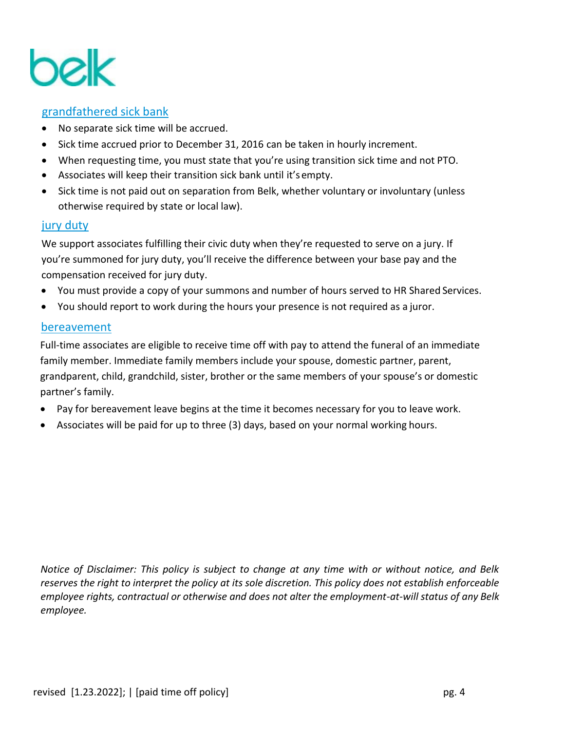## grandfathered sick bank

- No separate sick time will be accrued.
- Sick time accrued prior to December 31, 2016 can be taken in hourly increment.
- When requesting time, you must state that you're using transition sick time and not PTO.
- Associates will keep their transition sick bank until it's empty.
- Sick time is not paid out on separation from Belk, whether voluntary or involuntary (unless otherwise required by state or local law).

## jury duty

We support associates fulfilling their civic duty when they're requested to serve on a jury. If you're summoned for jury duty, you'll receive the difference between your base pay and the compensation received for jury duty.

- You must provide a copy of your summons and number of hours served to HR Shared Services.
- You should report to work during the hours your presence is not required as a juror.

## bereavement

Full-time associates are eligible to receive time off with pay to attend the funeral of an immediate family member. Immediate family members include your spouse, domestic partner, parent, grandparent, child, grandchild, sister, brother or the same members of your spouse's or domestic partner's family.

- Pay for bereavement leave begins at the time it becomes necessary for you to leave work.
- Associates will be paid for up to three (3) days, based on your normal working hours.

*Notice of Disclaimer: This policy is subject to change at any time with or without notice, and Belk reserves the right to interpret the policy at its sole discretion. This policy does not establish enforceable employee rights, contractual or otherwise and does not alter the employment-at-will status of any Belk employee.*